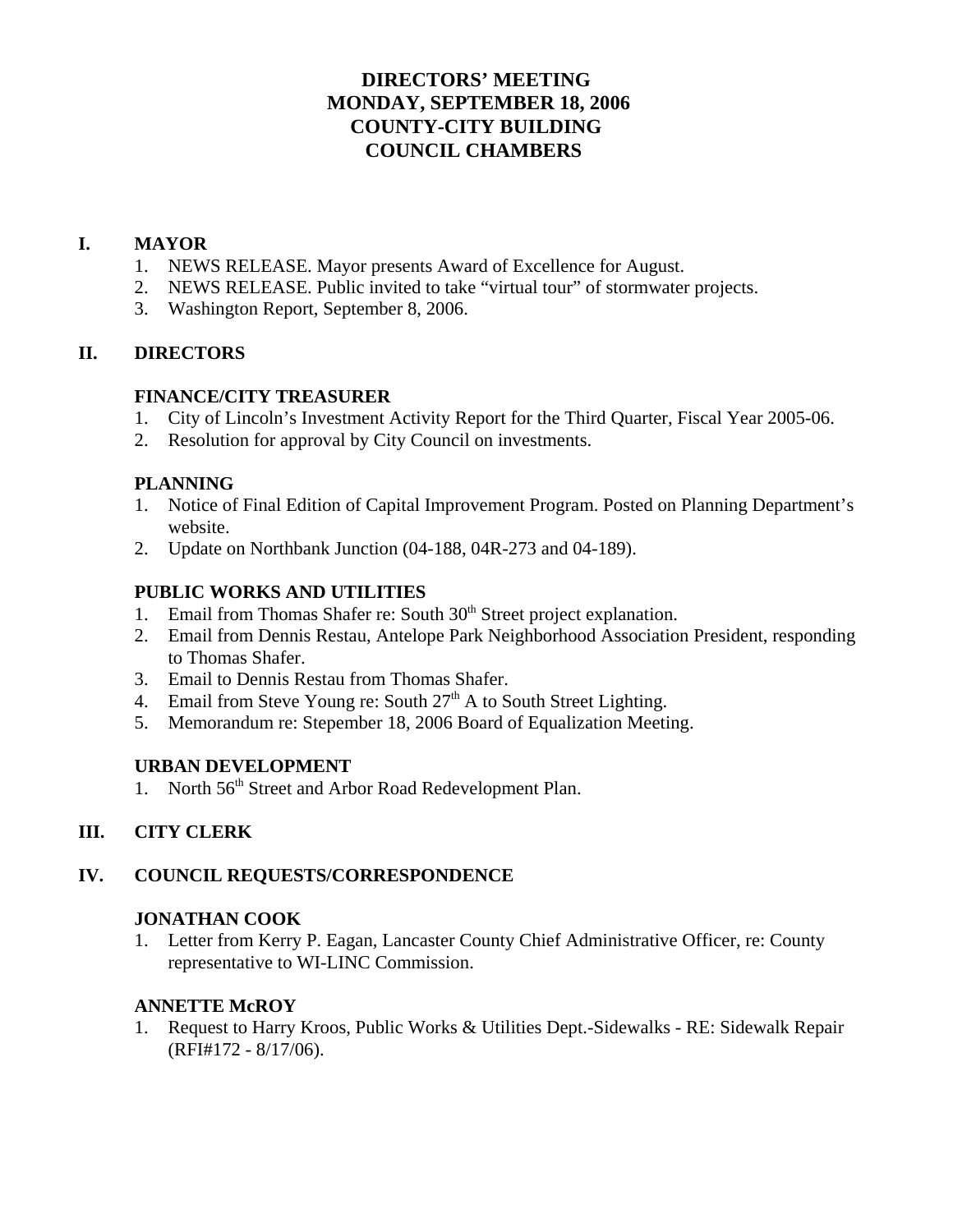# DIRECTORS' MEETING
# MONDAY, SEPTEMBER 18, 2006
# COUNTY-CITY BUILDING
# COUNCIL CHAMBERS

## I. MAYOR

1. NEWS RELEASE. Mayor presents Award of Excellence for August.
2. NEWS RELEASE. Public invited to take "virtual tour" of stormwater projects.
3. Washington Report, September 8, 2006.

## II. DIRECTORS

### FINANCE/CITY TREASURER

1. City of Lincoln's Investment Activity Report for the Third Quarter, Fiscal Year 2005-06.
2. Resolution for approval by City Council on investments.

### PLANNING

1. Notice of Final Edition of Capital Improvement Program. Posted on Planning Department's website.
2. Update on Northbank Junction (04-188, 04R-273 and 04-189).

### PUBLIC WORKS AND UTILITIES

1. Email from Thomas Shafer re: South 30th Street project explanation.
2. Email from Dennis Restau, Antelope Park Neighborhood Association President, responding to Thomas Shafer.
3. Email to Dennis Restau from Thomas Shafer.
4. Email from Steve Young re: South 27th A to South Street Lighting.
5. Memorandum re: Stepember 18, 2006 Board of Equalization Meeting.

### URBAN DEVELOPMENT

1. North 56th Street and Arbor Road Redevelopment Plan.

## III. CITY CLERK

## IV. COUNCIL REQUESTS/CORRESPONDENCE

### JONATHAN COOK

1. Letter from Kerry P. Eagan, Lancaster County Chief Administrative Officer, re: County representative to WI-LINC Commission.

### ANNETTE McROY

1. Request to Harry Kroos, Public Works & Utilities Dept.-Sidewalks - RE: Sidewalk Repair (RFI#172 - 8/17/06).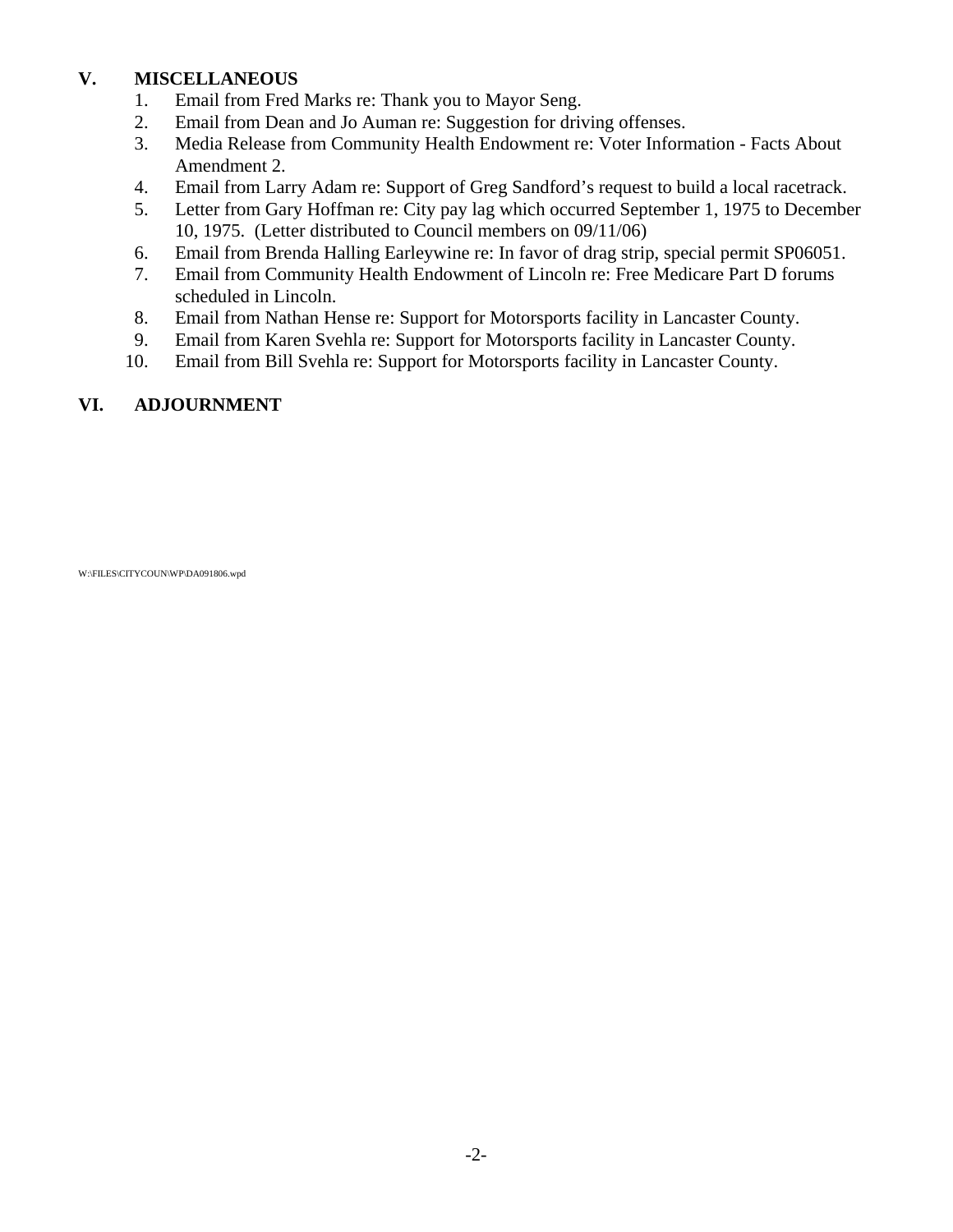## V. MISCELLANEOUS

1. Email from Fred Marks re: Thank you to Mayor Seng.
2. Email from Dean and Jo Auman re: Suggestion for driving offenses.
3. Media Release from Community Health Endowment re: Voter Information - Facts About Amendment 2.
4. Email from Larry Adam re: Support of Greg Sandford's request to build a local racetrack.
5. Letter from Gary Hoffman re: City pay lag which occurred September 1, 1975 to December 10, 1975. (Letter distributed to Council members on 09/11/06)
6. Email from Brenda Halling Earleywine re: In favor of drag strip, special permit SP06051.
7. Email from Community Health Endowment of Lincoln re: Free Medicare Part D forums scheduled in Lincoln.
8. Email from Nathan Hense re: Support for Motorsports facility in Lancaster County.
9. Email from Karen Svehla re: Support for Motorsports facility in Lancaster County.
10. Email from Bill Svehla re: Support for Motorsports facility in Lancaster County.

## VI. ADJOURNMENT

W:\FILES\CITYCOUN\WP\DA091806.wpd